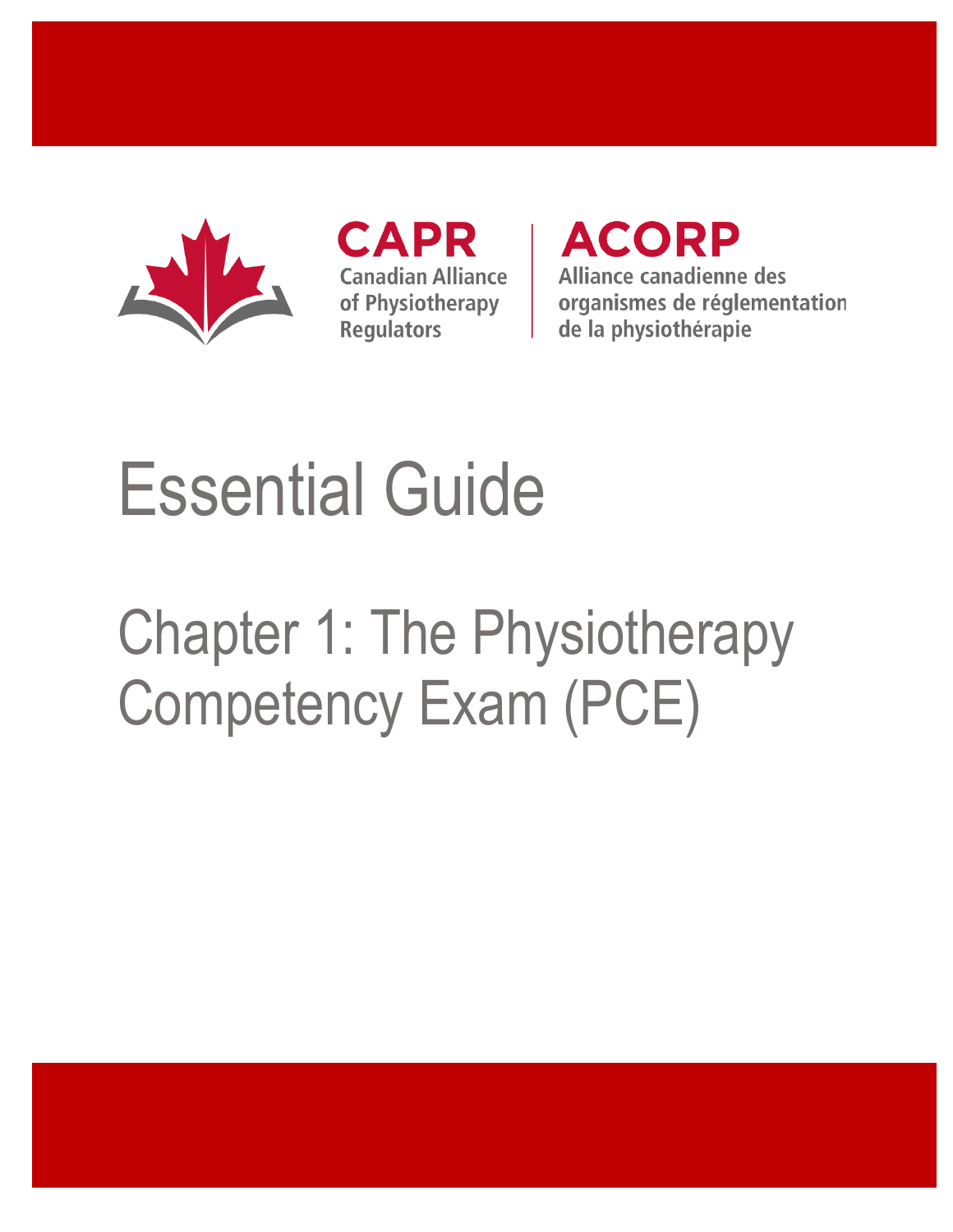CAPR
Canadian Alliance of Physiotherapy Regulators

ACORP
Alliance canadienne des organismes de réglementation de la physiothérapie

# Essential Guide

# Chapter 1: The Physiotherapy Competency Exam (PCE)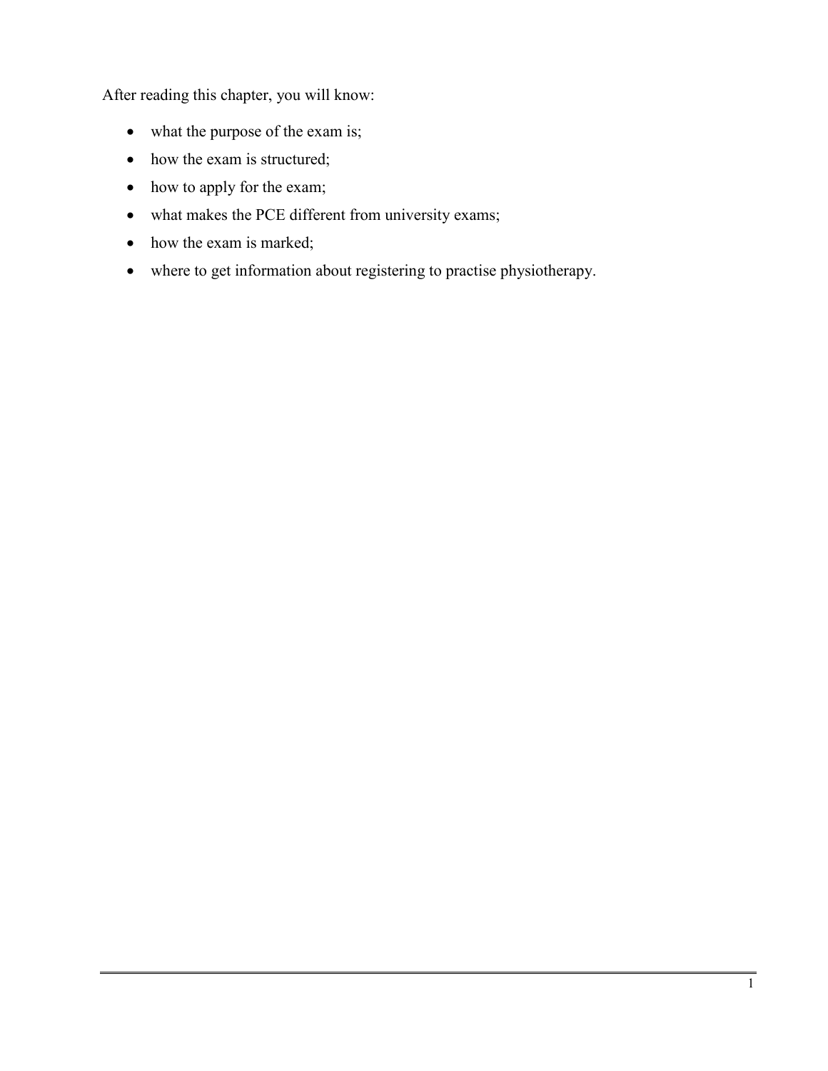After reading this chapter, you will know:

- what the purpose of the exam is;
- how the exam is structured;
- how to apply for the exam;
- what makes the PCE different from university exams;
- how the exam is marked;
- where to get information about registering to practise physiotherapy.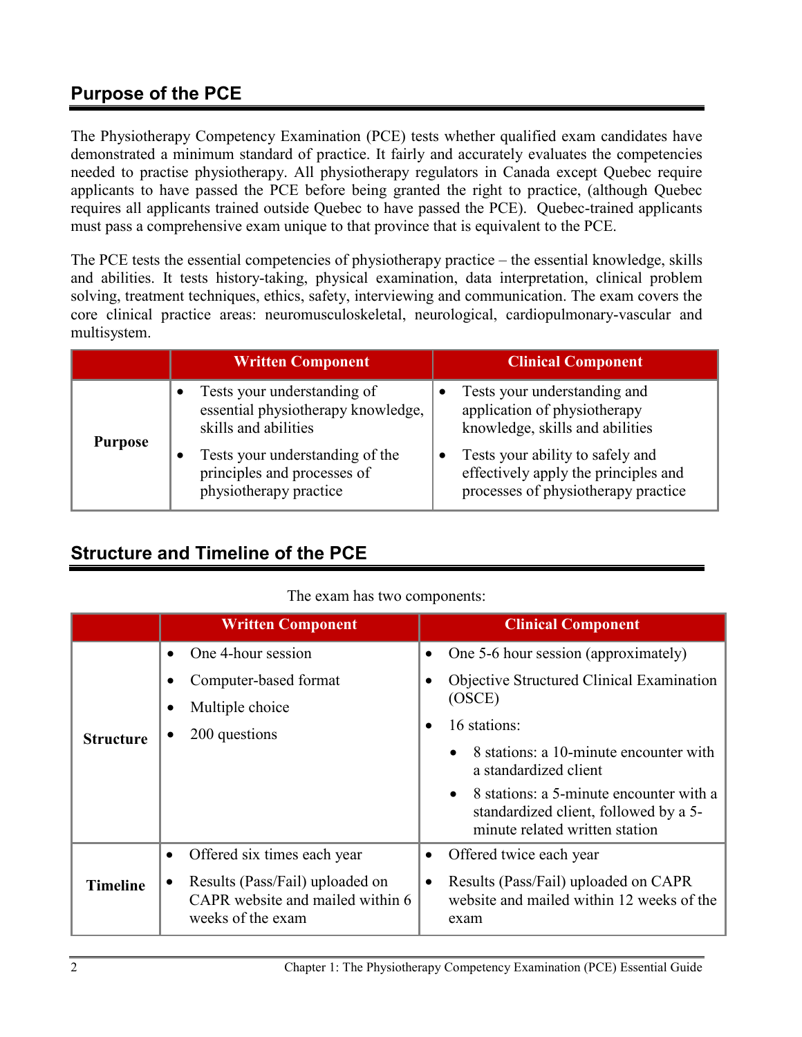## Purpose of the PCE

The Physiotherapy Competency Examination (PCE) tests whether qualified exam candidates have demonstrated a minimum standard of practice. It fairly and accurately evaluates the competencies needed to practise physiotherapy. All physiotherapy regulators in Canada except Quebec require applicants to have passed the PCE before being granted the right to practice, (although Quebec requires all applicants trained outside Quebec to have passed the PCE). Quebec-trained applicants must pass a comprehensive exam unique to that province that is equivalent to the PCE.

The PCE tests the essential competencies of physiotherapy practice – the essential knowledge, skills and abilities. It tests history-taking, physical examination, data interpretation, clinical problem solving, treatment techniques, ethics, safety, interviewing and communication. The exam covers the core clinical practice areas: neuromusculoskeletal, neurological, cardiopulmonary-vascular and multisystem.

| | Written Component | Clinical Component |
|---|---|---|
| **Purpose** | • Tests your understanding of essential physiotherapy knowledge, skills and abilities<br>• Tests your understanding of the principles and processes of physiotherapy practice | • Tests your understanding and application of physiotherapy knowledge, skills and abilities<br>• Tests your ability to safely and effectively apply the principles and processes of physiotherapy practice |

## Structure and Timeline of the PCE

The exam has two components:

| | Written Component | Clinical Component |
|---|---|---|
| **Structure** | • One 4-hour session<br>• Computer-based format<br>• Multiple choice<br>• 200 questions | • One 5-6 hour session (approximately)<br>• Objective Structured Clinical Examination (OSCE)<br>• 16 stations:<br>  ◦ 8 stations: a 10-minute encounter with a standardized client<br>  ◦ 8 stations: a 5-minute encounter with a standardized client, followed by a 5-minute related written station |
| **Timeline** | • Offered six times each year<br>• Results (Pass/Fail) uploaded on CAPR website and mailed within 6 weeks of the exam | • Offered twice each year<br>• Results (Pass/Fail) uploaded on CAPR website and mailed within 12 weeks of the exam |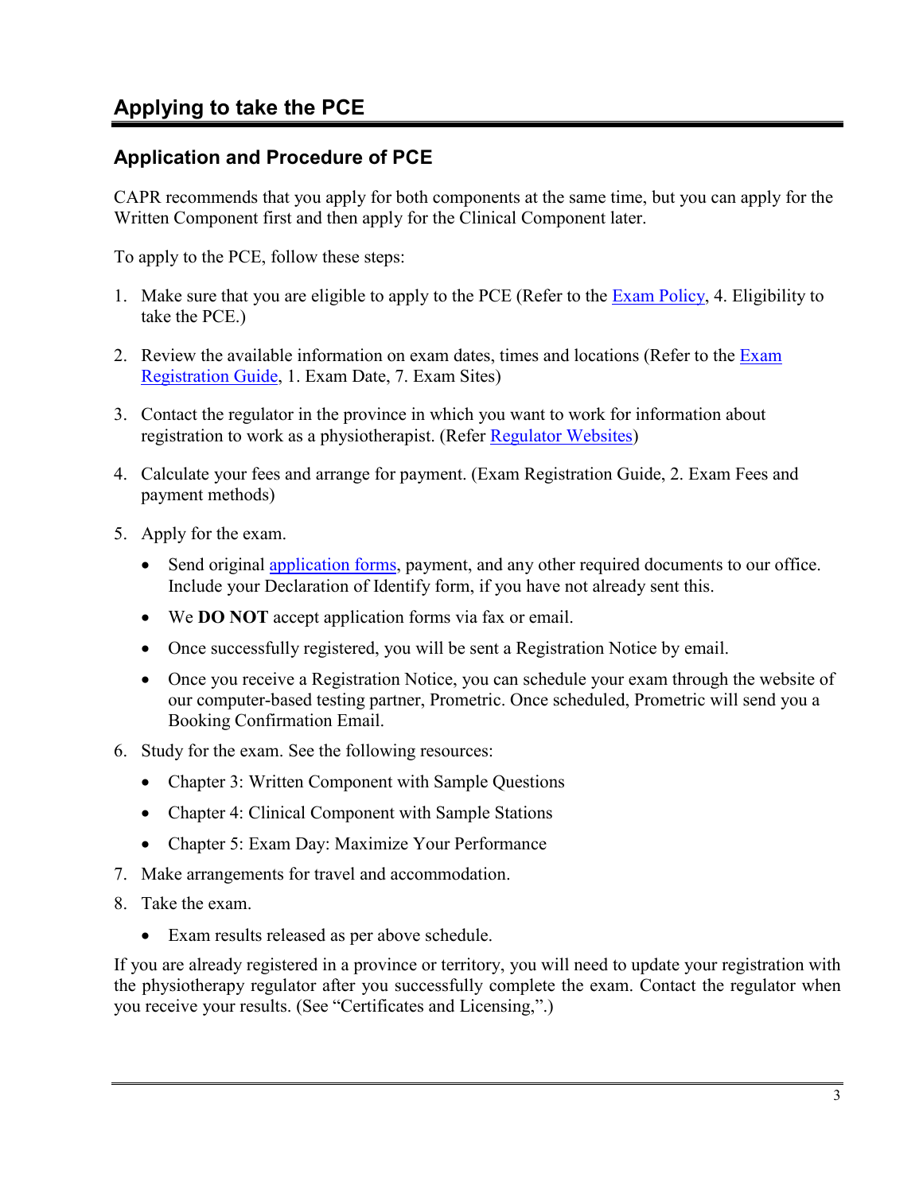## Applying to take the PCE

### Application and Procedure of PCE

CAPR recommends that you apply for both components at the same time, but you can apply for the Written Component first and then apply for the Clinical Component later.

To apply to the PCE, follow these steps:

1. Make sure that you are eligible to apply to the PCE (Refer to the Exam Policy, 4. Eligibility to take the PCE.)

2. Review the available information on exam dates, times and locations (Refer to the Exam Registration Guide, 1. Exam Date, 7. Exam Sites)

3. Contact the regulator in the province in which you want to work for information about registration to work as a physiotherapist. (Refer Regulator Websites)

4. Calculate your fees and arrange for payment. (Exam Registration Guide, 2. Exam Fees and payment methods)

5. Apply for the exam.
   - Send original application forms, payment, and any other required documents to our office. Include your Declaration of Identify form, if you have not already sent this.
   - We **DO NOT** accept application forms via fax or email.
   - Once successfully registered, you will be sent a Registration Notice by email.
   - Once you receive a Registration Notice, you can schedule your exam through the website of our computer-based testing partner, Prometric. Once scheduled, Prometric will send you a Booking Confirmation Email.

6. Study for the exam. See the following resources:
   - Chapter 3: Written Component with Sample Questions
   - Chapter 4: Clinical Component with Sample Stations
   - Chapter 5: Exam Day: Maximize Your Performance

7. Make arrangements for travel and accommodation.

8. Take the exam.
   - Exam results released as per above schedule.

If you are already registered in a province or territory, you will need to update your registration with the physiotherapy regulator after you successfully complete the exam. Contact the regulator when you receive your results. (See "Certificates and Licensing,".)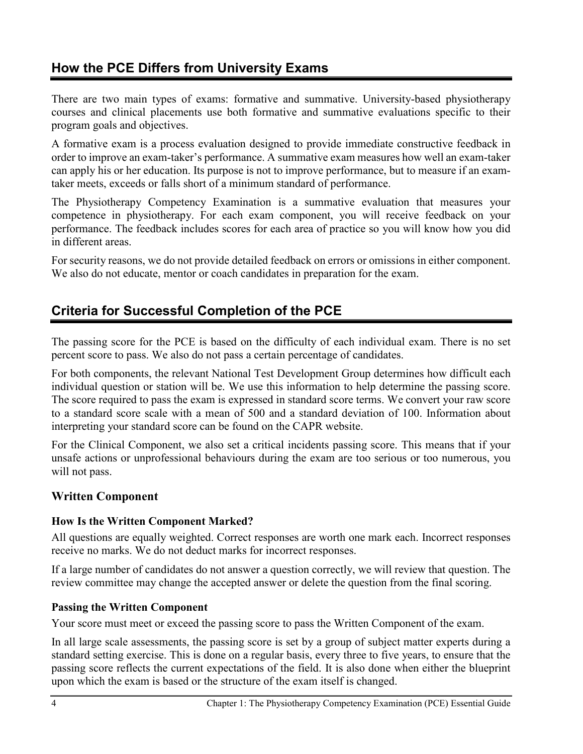## How the PCE Differs from University Exams

There are two main types of exams: formative and summative. University-based physiotherapy courses and clinical placements use both formative and summative evaluations specific to their program goals and objectives.

A formative exam is a process evaluation designed to provide immediate constructive feedback in order to improve an exam-taker's performance. A summative exam measures how well an exam-taker can apply his or her education. Its purpose is not to improve performance, but to measure if an exam-taker meets, exceeds or falls short of a minimum standard of performance.

The Physiotherapy Competency Examination is a summative evaluation that measures your competence in physiotherapy. For each exam component, you will receive feedback on your performance. The feedback includes scores for each area of practice so you will know how you did in different areas.

For security reasons, we do not provide detailed feedback on errors or omissions in either component. We also do not educate, mentor or coach candidates in preparation for the exam.

## Criteria for Successful Completion of the PCE

The passing score for the PCE is based on the difficulty of each individual exam. There is no set percent score to pass. We also do not pass a certain percentage of candidates.

For both components, the relevant National Test Development Group determines how difficult each individual question or station will be. We use this information to help determine the passing score. The score required to pass the exam is expressed in standard score terms. We convert your raw score to a standard score scale with a mean of 500 and a standard deviation of 100. Information about interpreting your standard score can be found on the CAPR website.

For the Clinical Component, we also set a critical incidents passing score. This means that if your unsafe actions or unprofessional behaviours during the exam are too serious or too numerous, you will not pass.

### Written Component

#### How Is the Written Component Marked?

All questions are equally weighted. Correct responses are worth one mark each. Incorrect responses receive no marks. We do not deduct marks for incorrect responses.

If a large number of candidates do not answer a question correctly, we will review that question. The review committee may change the accepted answer or delete the question from the final scoring.

#### Passing the Written Component

Your score must meet or exceed the passing score to pass the Written Component of the exam.

In all large scale assessments, the passing score is set by a group of subject matter experts during a standard setting exercise. This is done on a regular basis, every three to five years, to ensure that the passing score reflects the current expectations of the field. It is also done when either the blueprint upon which the exam is based or the structure of the exam itself is changed.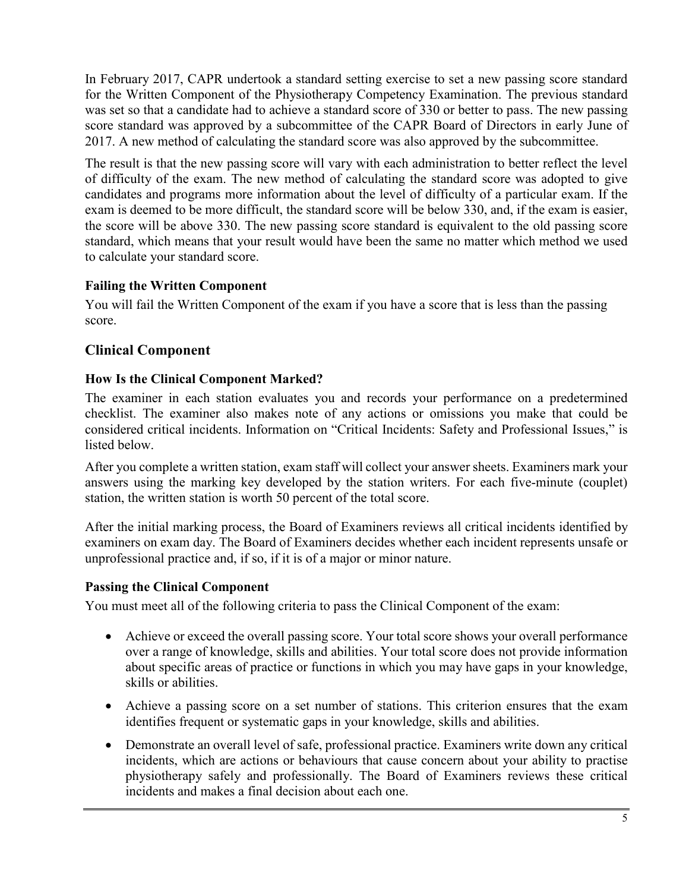In February 2017, CAPR undertook a standard setting exercise to set a new passing score standard for the Written Component of the Physiotherapy Competency Examination. The previous standard was set so that a candidate had to achieve a standard score of 330 or better to pass. The new passing score standard was approved by a subcommittee of the CAPR Board of Directors in early June of 2017. A new method of calculating the standard score was also approved by the subcommittee.

The result is that the new passing score will vary with each administration to better reflect the level of difficulty of the exam. The new method of calculating the standard score was adopted to give candidates and programs more information about the level of difficulty of a particular exam. If the exam is deemed to be more difficult, the standard score will be below 330, and, if the exam is easier, the score will be above 330. The new passing score standard is equivalent to the old passing score standard, which means that your result would have been the same no matter which method we used to calculate your standard score.

### Failing the Written Component

You will fail the Written Component of the exam if you have a score that is less than the passing score.

## Clinical Component

### How Is the Clinical Component Marked?

The examiner in each station evaluates you and records your performance on a predetermined checklist. The examiner also makes note of any actions or omissions you make that could be considered critical incidents. Information on "Critical Incidents: Safety and Professional Issues," is listed below.

After you complete a written station, exam staff will collect your answer sheets. Examiners mark your answers using the marking key developed by the station writers. For each five-minute (couplet) station, the written station is worth 50 percent of the total score.

After the initial marking process, the Board of Examiners reviews all critical incidents identified by examiners on exam day. The Board of Examiners decides whether each incident represents unsafe or unprofessional practice and, if so, if it is of a major or minor nature.

### Passing the Clinical Component

You must meet all of the following criteria to pass the Clinical Component of the exam:

- Achieve or exceed the overall passing score. Your total score shows your overall performance over a range of knowledge, skills and abilities. Your total score does not provide information about specific areas of practice or functions in which you may have gaps in your knowledge, skills or abilities.
- Achieve a passing score on a set number of stations. This criterion ensures that the exam identifies frequent or systematic gaps in your knowledge, skills and abilities.
- Demonstrate an overall level of safe, professional practice. Examiners write down any critical incidents, which are actions or behaviours that cause concern about your ability to practise physiotherapy safely and professionally. The Board of Examiners reviews these critical incidents and makes a final decision about each one.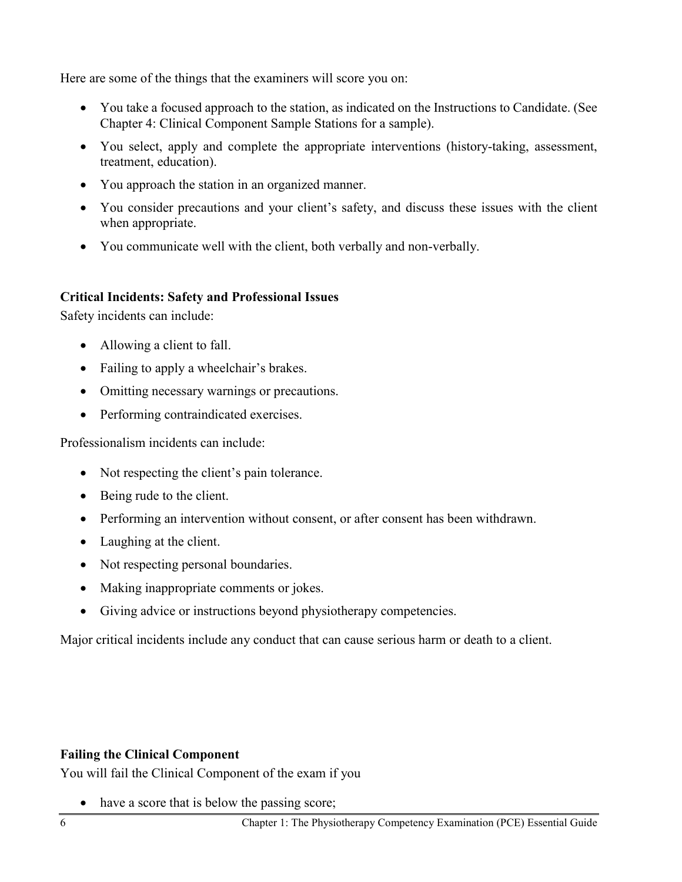Here are some of the things that the examiners will score you on:

- You take a focused approach to the station, as indicated on the Instructions to Candidate. (See Chapter 4: Clinical Component Sample Stations for a sample).
- You select, apply and complete the appropriate interventions (history-taking, assessment, treatment, education).
- You approach the station in an organized manner.
- You consider precautions and your client's safety, and discuss these issues with the client when appropriate.
- You communicate well with the client, both verbally and non-verbally.

**Critical Incidents: Safety and Professional Issues**

Safety incidents can include:

- Allowing a client to fall.
- Failing to apply a wheelchair's brakes.
- Omitting necessary warnings or precautions.
- Performing contraindicated exercises.

Professionalism incidents can include:

- Not respecting the client's pain tolerance.
- Being rude to the client.
- Performing an intervention without consent, or after consent has been withdrawn.
- Laughing at the client.
- Not respecting personal boundaries.
- Making inappropriate comments or jokes.
- Giving advice or instructions beyond physiotherapy competencies.

Major critical incidents include any conduct that can cause serious harm or death to a client.

**Failing the Clinical Component**

You will fail the Clinical Component of the exam if you

- have a score that is below the passing score;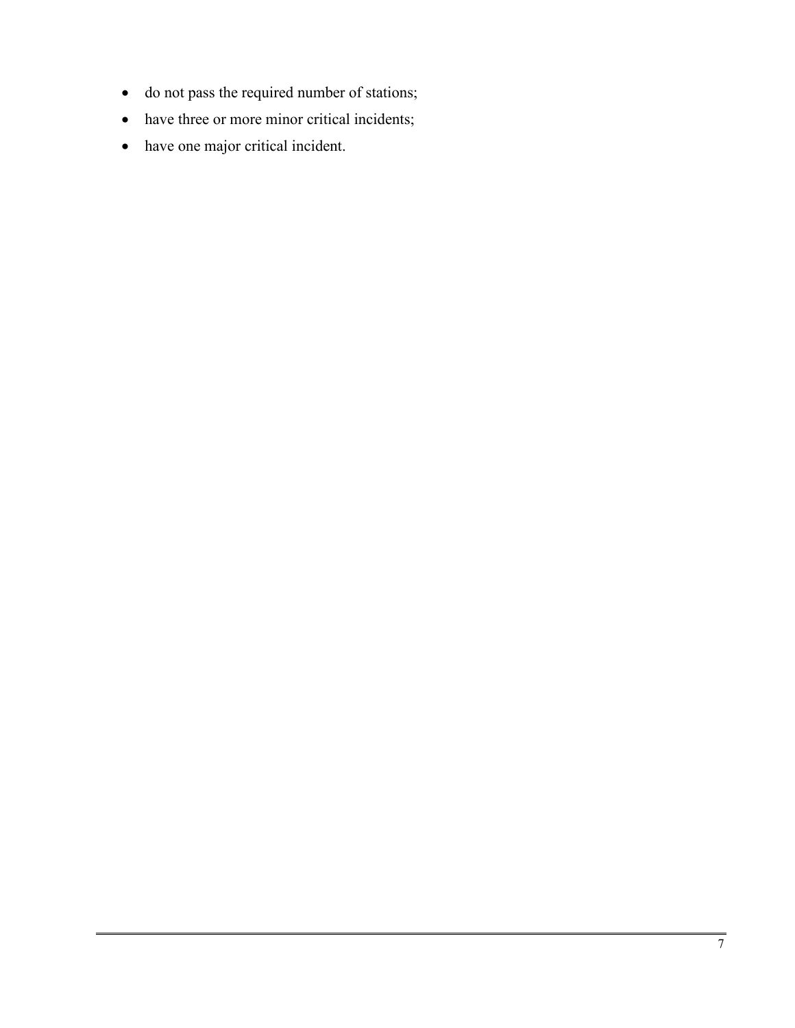- do not pass the required number of stations;
- have three or more minor critical incidents;
- have one major critical incident.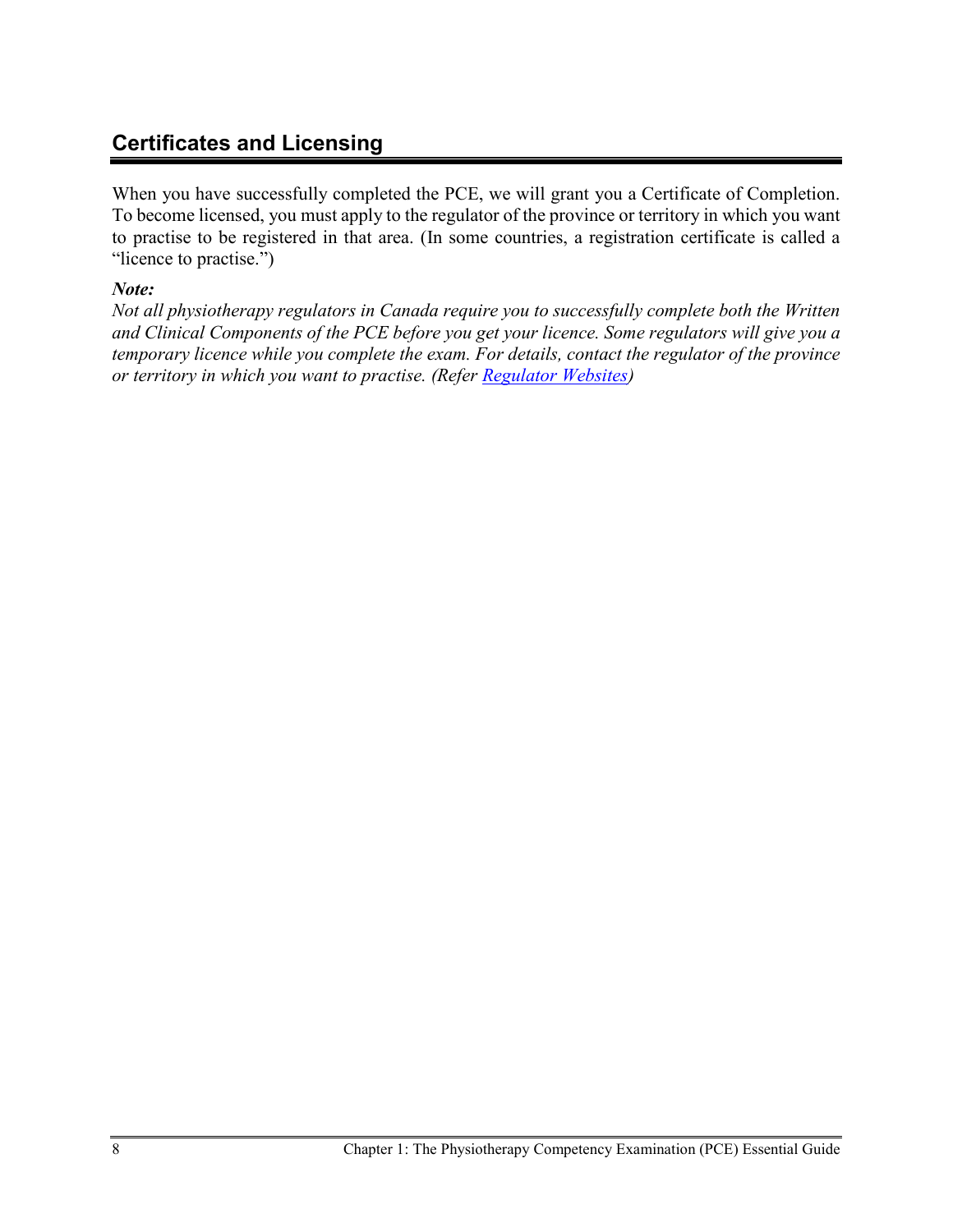## Certificates and Licensing

When you have successfully completed the PCE, we will grant you a Certificate of Completion. To become licensed, you must apply to the regulator of the province or territory in which you want to practise to be registered in that area. (In some countries, a registration certificate is called a "licence to practise.")

***Note:***

*Not all physiotherapy regulators in Canada require you to successfully complete both the Written and Clinical Components of the PCE before you get your licence. Some regulators will give you a temporary licence while you complete the exam. For details, contact the regulator of the province or territory in which you want to practise. (Refer Regulator Websites)*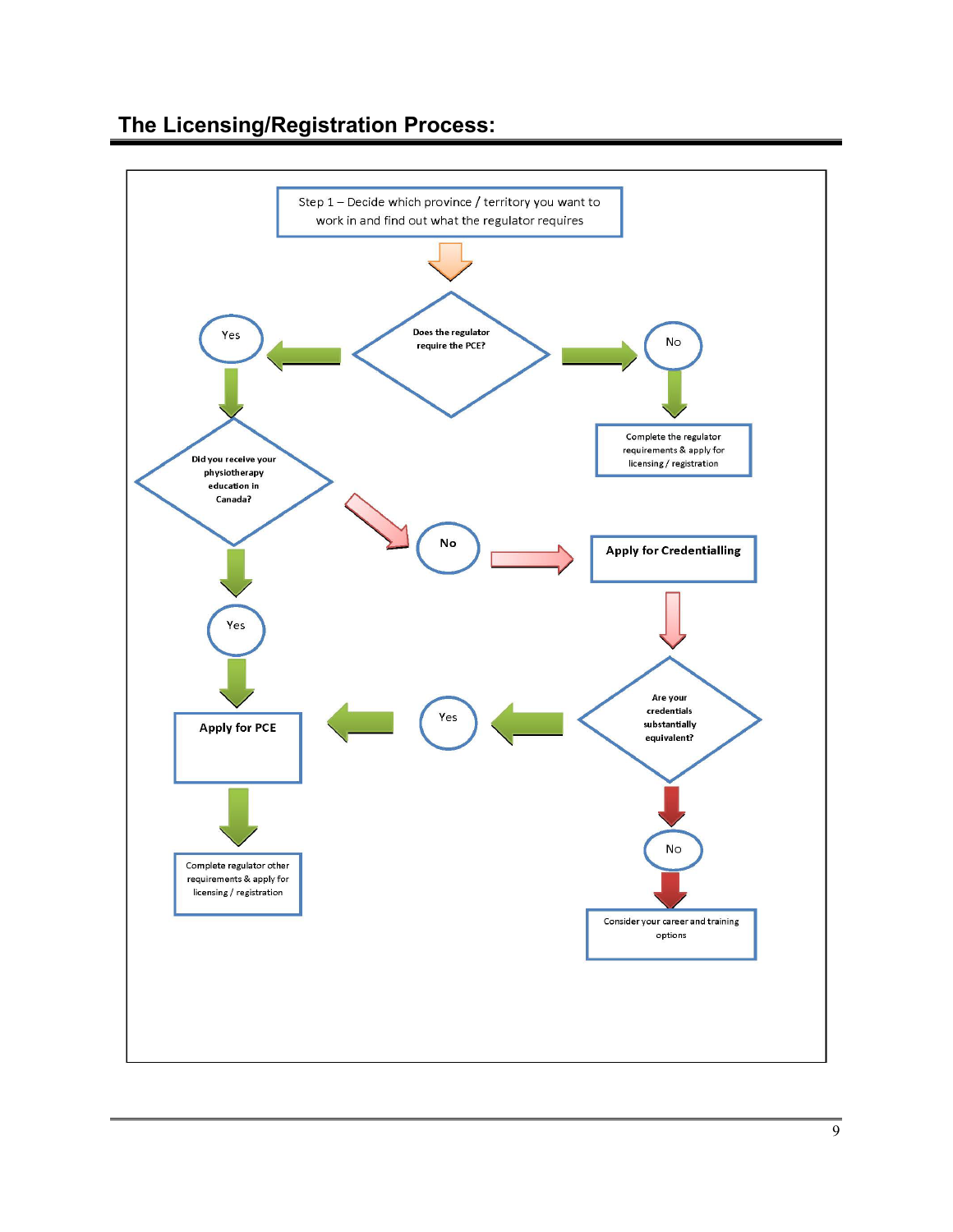## The Licensing/Registration Process:

Step 1 – Decide which province / territory you want to work in and find out what the regulator requires

Does the regulator require the PCE?

Yes

No

Complete the regulator requirements & apply for licensing / registration

Did you receive your physiotherapy education in Canada?

No

Apply for Credentialling

Yes

Are your credentials substantially equivalent?

Apply for PCE

Yes

No

Complete regulator other requirements & apply for licensing / registration

Consider your career and training options